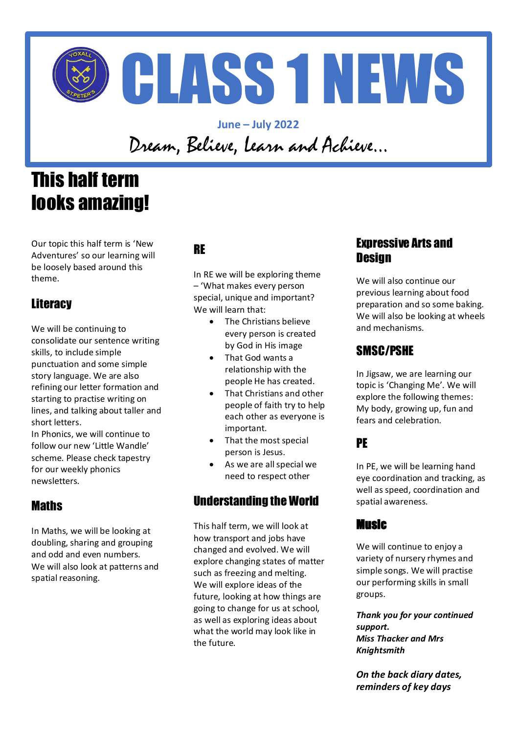# CLASS 1 NEWS

**June – July 2022**

*Dream, Believe, learn and Achieve…*

## This half term looks amazing!

Our topic this half term is 'New Adventures' so our learning will be loosely based around this theme.

### Literacy

We will be continuing to consolidate our sentence writing skills, to include simple punctuation and some simple story language. We are also refining our letter formation and starting to practise writing on lines, and talking about taller and short letters.
In Phonics, we will continue to follow our new 'Little Wandle' scheme. Please check tapestry for our weekly phonics newsletters.

### Maths

In Maths, we will be looking at doubling, sharing and grouping and odd and even numbers.
We will also look at patterns and spatial reasoning.

### RE

In RE we will be exploring theme – 'What makes every person special, unique and important? We will learn that:

- The Christians believe every person is created by God in His image
- That God wants a relationship with the people He has created.
- That Christians and other people of faith try to help each other as everyone is important.
- That the most special person is Jesus.
- As we are all special we need to respect other

### Understanding the World

This half term, we will look at how transport and jobs have changed and evolved. We will explore changing states of matter such as freezing and melting. We will explore ideas of the future, looking at how things are going to change for us at school, as well as exploring ideas about what the world may look like in the future.

### Expressive Arts and Design

We will also continue our previous learning about food preparation and so some baking. We will also be looking at wheels and mechanisms.

### SMSC/PSHE

In Jigsaw, we are learning our topic is 'Changing Me'. We will explore the following themes: My body, growing up, fun and fears and celebration.

### PE

In PE, we will be learning hand eye coordination and tracking, as well as speed, coordination and spatial awareness.

### Music

We will continue to enjoy a variety of nursery rhymes and simple songs. We will practise our performing skills in small groups.

***Thank you for your continued support.***
***Miss Thacker and Mrs Knightsmith***

***On the back diary dates, reminders of key days***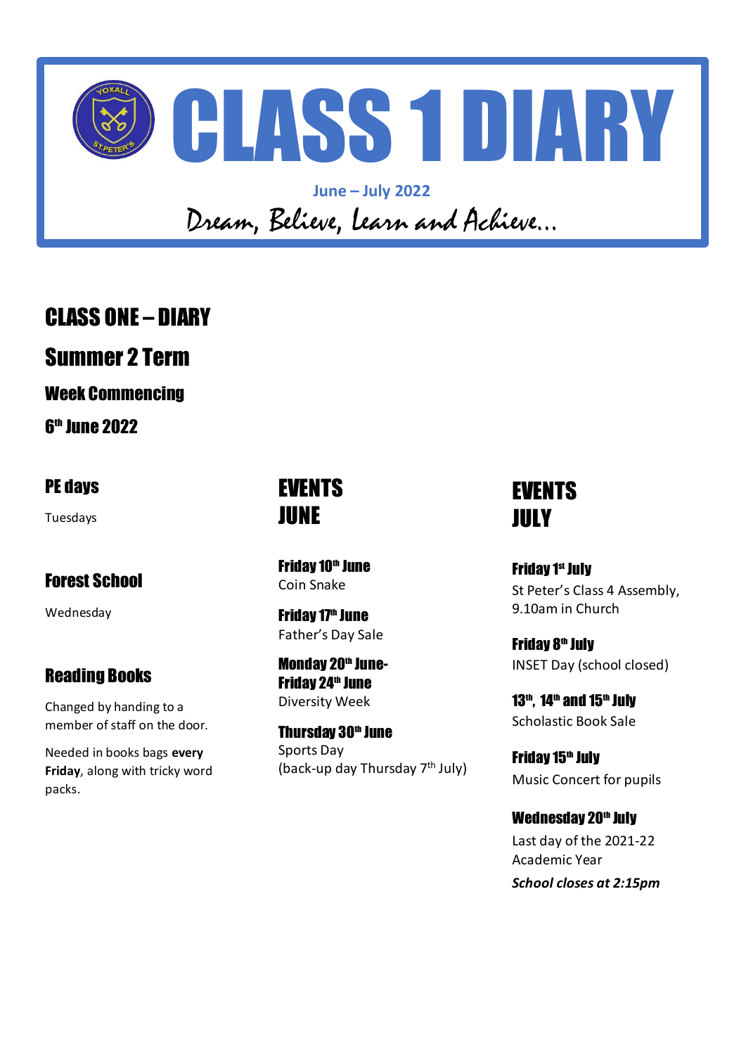# CLASS 1 DIARY

June – July 2022

Dream, Believe, learn and Achieve…

## CLASS ONE – DIARY

## Summer 2 Term

### Week Commencing

### 6th June 2022

### PE days

Tuesdays

### Forest School

Wednesday

### Reading Books

Changed by handing to a member of staff on the door.

Needed in books bags **every Friday**, along with tricky word packs.

## EVENTS JUNE

**Friday 10th June**
Coin Snake

**Friday 17th June**
Father's Day Sale

**Monday 20th June- Friday 24th June**
Diversity Week

**Thursday 30th June**
Sports Day
(back-up day Thursday 7th July)

## EVENTS JULY

**Friday 1st July**
St Peter's Class 4 Assembly, 9.10am in Church

**Friday 8th July**
INSET Day (school closed)

**13th, 14th and 15th July**
Scholastic Book Sale

**Friday 15th July**
Music Concert for pupils

**Wednesday 20th July**
Last day of the 2021-22 Academic Year

***School closes at 2:15pm***